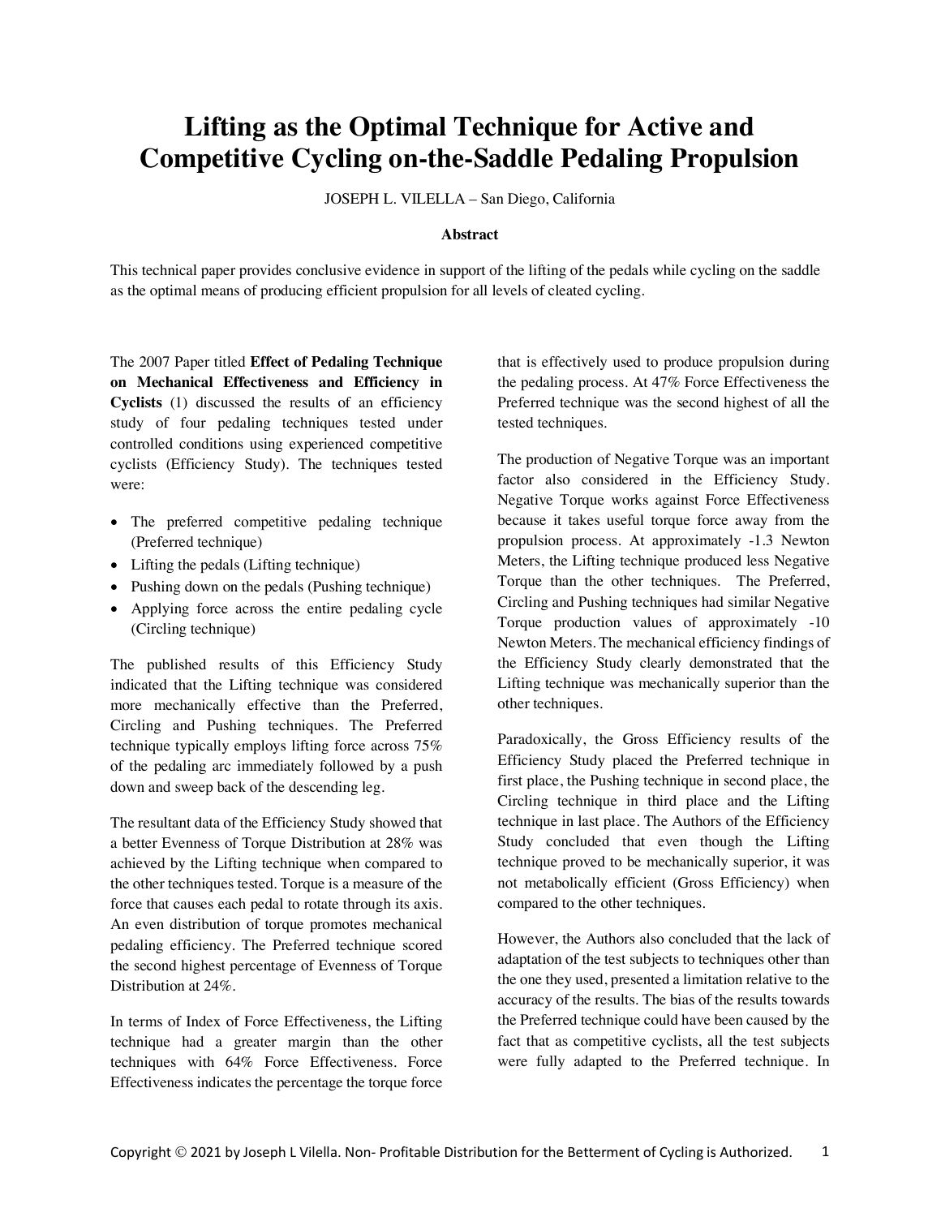# Lifting as the Optimal Technique for Active and Competitive Cycling on-the-Saddle Pedaling Propulsion

JOSEPH L. VILELLA – San Diego, California

### Abstract

This technical paper provides conclusive evidence in support of the lifting of the pedals while cycling on the saddle as the optimal means of producing efficient propulsion for all levels of cleated cycling.

The 2007 Paper titled **Effect of Pedaling Technique on Mechanical Effectiveness and Efficiency in Cyclists** (1) discussed the results of an efficiency study of four pedaling techniques tested under controlled conditions using experienced competitive cyclists (Efficiency Study). The techniques tested were:

- The preferred competitive pedaling technique (Preferred technique)
- Lifting the pedals (Lifting technique)
- Pushing down on the pedals (Pushing technique)
- Applying force across the entire pedaling cycle (Circling technique)

The published results of this Efficiency Study indicated that the Lifting technique was considered more mechanically effective than the Preferred, Circling and Pushing techniques. The Preferred technique typically employs lifting force across 75% of the pedaling arc immediately followed by a push down and sweep back of the descending leg.

The resultant data of the Efficiency Study showed that a better Evenness of Torque Distribution at 28% was achieved by the Lifting technique when compared to the other techniques tested. Torque is a measure of the force that causes each pedal to rotate through its axis. An even distribution of torque promotes mechanical pedaling efficiency. The Preferred technique scored the second highest percentage of Evenness of Torque Distribution at 24%.

In terms of Index of Force Effectiveness, the Lifting technique had a greater margin than the other techniques with 64% Force Effectiveness. Force Effectiveness indicates the percentage the torque force that is effectively used to produce propulsion during the pedaling process. At 47% Force Effectiveness the Preferred technique was the second highest of all the tested techniques.

The production of Negative Torque was an important factor also considered in the Efficiency Study. Negative Torque works against Force Effectiveness because it takes useful torque force away from the propulsion process. At approximately -1.3 Newton Meters, the Lifting technique produced less Negative Torque than the other techniques. The Preferred, Circling and Pushing techniques had similar Negative Torque production values of approximately -10 Newton Meters. The mechanical efficiency findings of the Efficiency Study clearly demonstrated that the Lifting technique was mechanically superior than the other techniques.

Paradoxically, the Gross Efficiency results of the Efficiency Study placed the Preferred technique in first place, the Pushing technique in second place, the Circling technique in third place and the Lifting technique in last place. The Authors of the Efficiency Study concluded that even though the Lifting technique proved to be mechanically superior, it was not metabolically efficient (Gross Efficiency) when compared to the other techniques.

However, the Authors also concluded that the lack of adaptation of the test subjects to techniques other than the one they used, presented a limitation relative to the accuracy of the results. The bias of the results towards the Preferred technique could have been caused by the fact that as competitive cyclists, all the test subjects were fully adapted to the Preferred technique. In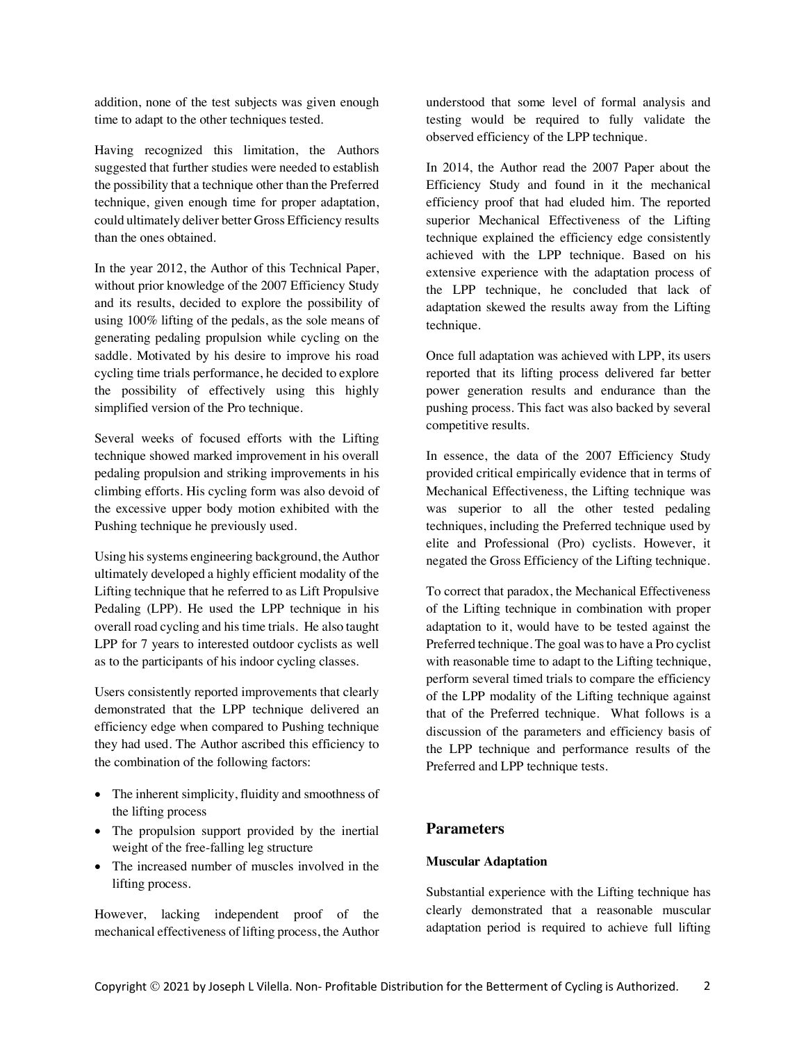addition, none of the test subjects was given enough time to adapt to the other techniques tested.

Having recognized this limitation, the Authors suggested that further studies were needed to establish the possibility that a technique other than the Preferred technique, given enough time for proper adaptation, could ultimately deliver better Gross Efficiency results than the ones obtained.

In the year 2012, the Author of this Technical Paper, without prior knowledge of the 2007 Efficiency Study and its results, decided to explore the possibility of using 100% lifting of the pedals, as the sole means of generating pedaling propulsion while cycling on the saddle. Motivated by his desire to improve his road cycling time trials performance, he decided to explore the possibility of effectively using this highly simplified version of the Pro technique.

Several weeks of focused efforts with the Lifting technique showed marked improvement in his overall pedaling propulsion and striking improvements in his climbing efforts. His cycling form was also devoid of the excessive upper body motion exhibited with the Pushing technique he previously used.

Using his systems engineering background, the Author ultimately developed a highly efficient modality of the Lifting technique that he referred to as Lift Propulsive Pedaling (LPP). He used the LPP technique in his overall road cycling and his time trials. He also taught LPP for 7 years to interested outdoor cyclists as well as to the participants of his indoor cycling classes.

Users consistently reported improvements that clearly demonstrated that the LPP technique delivered an efficiency edge when compared to Pushing technique they had used. The Author ascribed this efficiency to the combination of the following factors:

- The inherent simplicity, fluidity and smoothness of the lifting process
- The propulsion support provided by the inertial weight of the free-falling leg structure
- The increased number of muscles involved in the lifting process.

However, lacking independent proof of the mechanical effectiveness of lifting process, the Author understood that some level of formal analysis and testing would be required to fully validate the observed efficiency of the LPP technique.

In 2014, the Author read the 2007 Paper about the Efficiency Study and found in it the mechanical efficiency proof that had eluded him. The reported superior Mechanical Effectiveness of the Lifting technique explained the efficiency edge consistently achieved with the LPP technique. Based on his extensive experience with the adaptation process of the LPP technique, he concluded that lack of adaptation skewed the results away from the Lifting technique.

Once full adaptation was achieved with LPP, its users reported that its lifting process delivered far better power generation results and endurance than the pushing process. This fact was also backed by several competitive results.

In essence, the data of the 2007 Efficiency Study provided critical empirically evidence that in terms of Mechanical Effectiveness, the Lifting technique was was superior to all the other tested pedaling techniques, including the Preferred technique used by elite and Professional (Pro) cyclists. However, it negated the Gross Efficiency of the Lifting technique.

To correct that paradox, the Mechanical Effectiveness of the Lifting technique in combination with proper adaptation to it, would have to be tested against the Preferred technique. The goal was to have a Pro cyclist with reasonable time to adapt to the Lifting technique, perform several timed trials to compare the efficiency of the LPP modality of the Lifting technique against that of the Preferred technique. What follows is a discussion of the parameters and efficiency basis of the LPP technique and performance results of the Preferred and LPP technique tests.

## Parameters

### Muscular Adaptation

Substantial experience with the Lifting technique has clearly demonstrated that a reasonable muscular adaptation period is required to achieve full lifting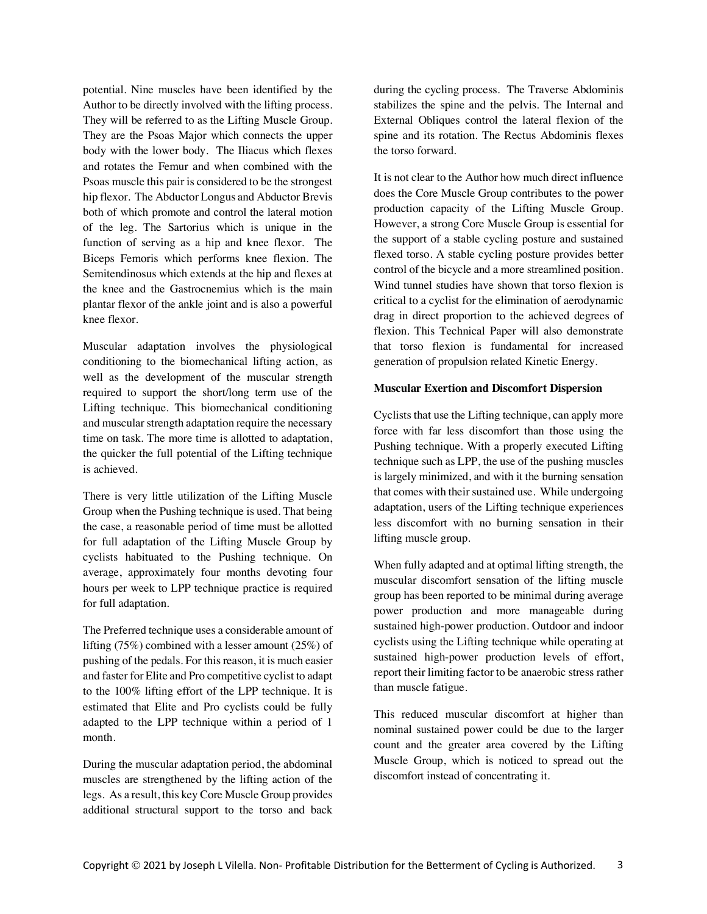potential. Nine muscles have been identified by the Author to be directly involved with the lifting process. They will be referred to as the Lifting Muscle Group. They are the Psoas Major which connects the upper body with the lower body. The Iliacus which flexes and rotates the Femur and when combined with the Psoas muscle this pair is considered to be the strongest hip flexor. The Abductor Longus and Abductor Brevis both of which promote and control the lateral motion of the leg. The Sartorius which is unique in the function of serving as a hip and knee flexor. The Biceps Femoris which performs knee flexion. The Semitendinosus which extends at the hip and flexes at the knee and the Gastrocnemius which is the main plantar flexor of the ankle joint and is also a powerful knee flexor.

Muscular adaptation involves the physiological conditioning to the biomechanical lifting action, as well as the development of the muscular strength required to support the short/long term use of the Lifting technique. This biomechanical conditioning and muscular strength adaptation require the necessary time on task. The more time is allotted to adaptation, the quicker the full potential of the Lifting technique is achieved.

There is very little utilization of the Lifting Muscle Group when the Pushing technique is used. That being the case, a reasonable period of time must be allotted for full adaptation of the Lifting Muscle Group by cyclists habituated to the Pushing technique. On average, approximately four months devoting four hours per week to LPP technique practice is required for full adaptation.

The Preferred technique uses a considerable amount of lifting (75%) combined with a lesser amount (25%) of pushing of the pedals. For this reason, it is much easier and faster for Elite and Pro competitive cyclist to adapt to the 100% lifting effort of the LPP technique. It is estimated that Elite and Pro cyclists could be fully adapted to the LPP technique within a period of 1 month.

During the muscular adaptation period, the abdominal muscles are strengthened by the lifting action of the legs. As a result, this key Core Muscle Group provides additional structural support to the torso and back during the cycling process. The Traverse Abdominis stabilizes the spine and the pelvis. The Internal and External Obliques control the lateral flexion of the spine and its rotation. The Rectus Abdominis flexes the torso forward.

It is not clear to the Author how much direct influence does the Core Muscle Group contributes to the power production capacity of the Lifting Muscle Group. However, a strong Core Muscle Group is essential for the support of a stable cycling posture and sustained flexed torso. A stable cycling posture provides better control of the bicycle and a more streamlined position. Wind tunnel studies have shown that torso flexion is critical to a cyclist for the elimination of aerodynamic drag in direct proportion to the achieved degrees of flexion. This Technical Paper will also demonstrate that torso flexion is fundamental for increased generation of propulsion related Kinetic Energy.

**Muscular Exertion and Discomfort Dispersion**

Cyclists that use the Lifting technique, can apply more force with far less discomfort than those using the Pushing technique. With a properly executed Lifting technique such as LPP, the use of the pushing muscles is largely minimized, and with it the burning sensation that comes with their sustained use. While undergoing adaptation, users of the Lifting technique experiences less discomfort with no burning sensation in their lifting muscle group.

When fully adapted and at optimal lifting strength, the muscular discomfort sensation of the lifting muscle group has been reported to be minimal during average power production and more manageable during sustained high-power production. Outdoor and indoor cyclists using the Lifting technique while operating at sustained high-power production levels of effort, report their limiting factor to be anaerobic stress rather than muscle fatigue.

This reduced muscular discomfort at higher than nominal sustained power could be due to the larger count and the greater area covered by the Lifting Muscle Group, which is noticed to spread out the discomfort instead of concentrating it.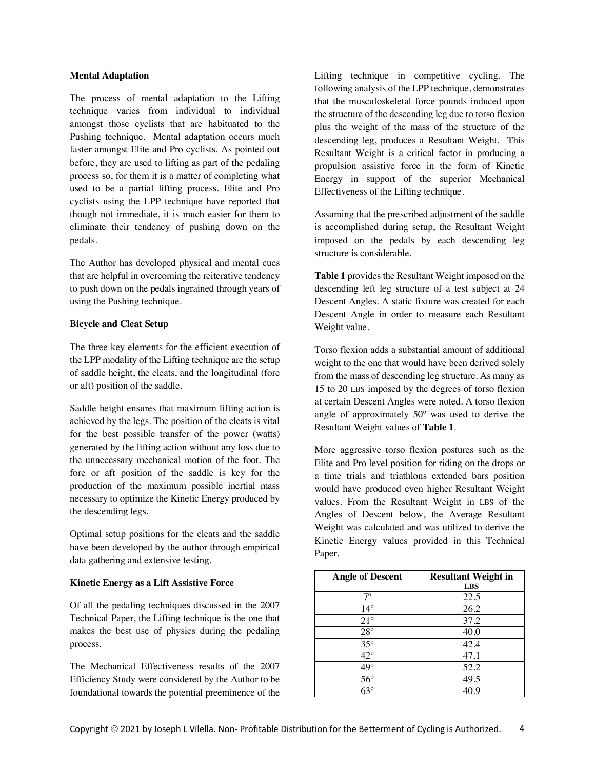**Mental Adaptation**

The process of mental adaptation to the Lifting technique varies from individual to individual amongst those cyclists that are habituated to the Pushing technique. Mental adaptation occurs much faster amongst Elite and Pro cyclists. As pointed out before, they are used to lifting as part of the pedaling process so, for them it is a matter of completing what used to be a partial lifting process. Elite and Pro cyclists using the LPP technique have reported that though not immediate, it is much easier for them to eliminate their tendency of pushing down on the pedals.

The Author has developed physical and mental cues that are helpful in overcoming the reiterative tendency to push down on the pedals ingrained through years of using the Pushing technique.

**Bicycle and Cleat Setup**

The three key elements for the efficient execution of the LPP modality of the Lifting technique are the setup of saddle height, the cleats, and the longitudinal (fore or aft) position of the saddle.

Saddle height ensures that maximum lifting action is achieved by the legs. The position of the cleats is vital for the best possible transfer of the power (watts) generated by the lifting action without any loss due to the unnecessary mechanical motion of the foot. The fore or aft position of the saddle is key for the production of the maximum possible inertial mass necessary to optimize the Kinetic Energy produced by the descending legs.

Optimal setup positions for the cleats and the saddle have been developed by the author through empirical data gathering and extensive testing.

**Kinetic Energy as a Lift Assistive Force**

Of all the pedaling techniques discussed in the 2007 Technical Paper, the Lifting technique is the one that makes the best use of physics during the pedaling process.

The Mechanical Effectiveness results of the 2007 Efficiency Study were considered by the Author to be foundational towards the potential preeminence of the Lifting technique in competitive cycling. The following analysis of the LPP technique, demonstrates that the musculoskeletal force pounds induced upon the structure of the descending leg due to torso flexion plus the weight of the mass of the structure of the descending leg, produces a Resultant Weight. This Resultant Weight is a critical factor in producing a propulsion assistive force in the form of Kinetic Energy in support of the superior Mechanical Effectiveness of the Lifting technique.

Assuming that the prescribed adjustment of the saddle is accomplished during setup, the Resultant Weight imposed on the pedals by each descending leg structure is considerable.

**Table 1** provides the Resultant Weight imposed on the descending left leg structure of a test subject at 24 Descent Angles. A static fixture was created for each Descent Angle in order to measure each Resultant Weight value.

Torso flexion adds a substantial amount of additional weight to the one that would have been derived solely from the mass of descending leg structure. As many as 15 to 20 LBS imposed by the degrees of torso flexion at certain Descent Angles were noted. A torso flexion angle of approximately 50º was used to derive the Resultant Weight values of **Table 1**.

More aggressive torso flexion postures such as the Elite and Pro level position for riding on the drops or a time trials and triathlons extended bars position would have produced even higher Resultant Weight values. From the Resultant Weight in LBS of the Angles of Descent below, the Average Resultant Weight was calculated and was utilized to derive the Kinetic Energy values provided in this Technical Paper.

| Angle of Descent | Resultant Weight in LBS |
|---|---|
| 7º | 22.5 |
| 14º | 26.2 |
| 21º | 37.2 |
| 28º | 40.0 |
| 35º | 42.4 |
| 42º | 47.1 |
| 49º | 52.2 |
| 56º | 49.5 |
| 63º | 40.9 |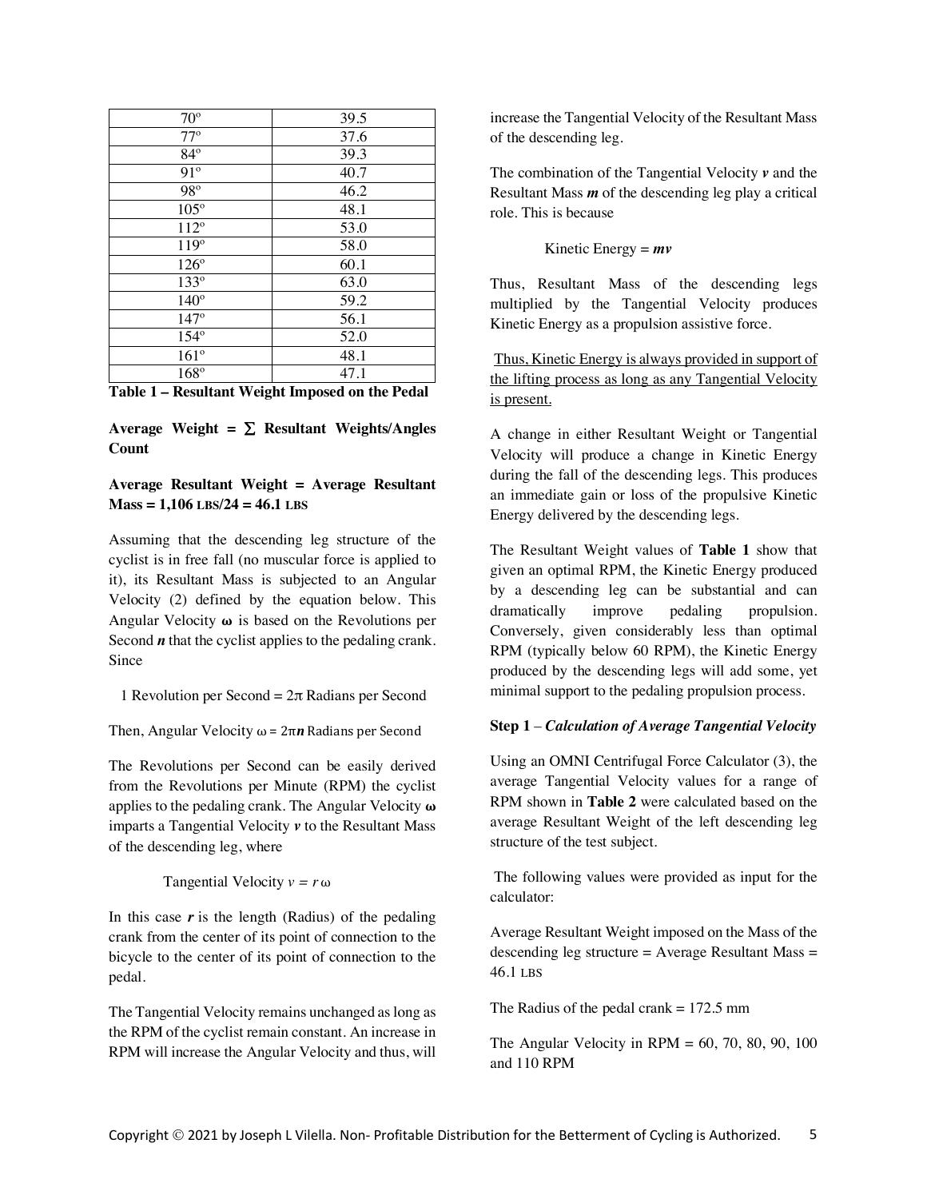| 70° | 39.5 |
|---|---|
| 77° | 37.6 |
| 84° | 39.3 |
| 91° | 40.7 |
| 98° | 46.2 |
| 105° | 48.1 |
| 112° | 53.0 |
| 119° | 58.0 |
| 126° | 60.1 |
| 133° | 63.0 |
| 140° | 59.2 |
| 147° | 56.1 |
| 154° | 52.0 |
| 161° | 48.1 |
| 168° | 47.1 |

**Table 1 – Resultant Weight Imposed on the Pedal**

**Average Weight = ∑ Resultant Weights/Angles Count**

**Average Resultant Weight = Average Resultant Mass = 1,106 LBS/24 = 46.1 LBS**

Assuming that the descending leg structure of the cyclist is in free fall (no muscular force is applied to it), its Resultant Mass is subjected to an Angular Velocity (2) defined by the equation below. This Angular Velocity **ω** is based on the Revolutions per Second ***n*** that the cyclist applies to the pedaling crank. Since

1 Revolution per Second = $2\pi$ Radians per Second

Then, Angular Velocity $\omega = 2\pi n$ Radians per Second

The Revolutions per Second can be easily derived from the Revolutions per Minute (RPM) the cyclist applies to the pedaling crank. The Angular Velocity **ω** imparts a Tangential Velocity ***v*** to the Resultant Mass of the descending leg, where

Tangential Velocity $v = r\,\omega$

In this case ***r*** is the length (Radius) of the pedaling crank from the center of its point of connection to the bicycle to the center of its point of connection to the pedal.

The Tangential Velocity remains unchanged as long as the RPM of the cyclist remain constant. An increase in RPM will increase the Angular Velocity and thus, will increase the Tangential Velocity of the Resultant Mass of the descending leg.

The combination of the Tangential Velocity ***v*** and the Resultant Mass ***m*** of the descending leg play a critical role. This is because

Kinetic Energy = ***mv***

Thus, Resultant Mass of the descending legs multiplied by the Tangential Velocity produces Kinetic Energy as a propulsion assistive force.

<u>Thus, Kinetic Energy is always provided in support of the lifting process as long as any Tangential Velocity is present.</u>

A change in either Resultant Weight or Tangential Velocity will produce a change in Kinetic Energy during the fall of the descending legs. This produces an immediate gain or loss of the propulsive Kinetic Energy delivered by the descending legs.

The Resultant Weight values of **Table 1** show that given an optimal RPM, the Kinetic Energy produced by a descending leg can be substantial and can dramatically improve pedaling propulsion. Conversely, given considerably less than optimal RPM (typically below 60 RPM), the Kinetic Energy produced by the descending legs will add some, yet minimal support to the pedaling propulsion process.

**Step 1** – ***Calculation of Average Tangential Velocity***

Using an OMNI Centrifugal Force Calculator (3), the average Tangential Velocity values for a range of RPM shown in **Table 2** were calculated based on the average Resultant Weight of the left descending leg structure of the test subject.

The following values were provided as input for the calculator:

Average Resultant Weight imposed on the Mass of the descending leg structure = Average Resultant Mass = 46.1 LBS

The Radius of the pedal crank = 172.5 mm

The Angular Velocity in RPM = 60, 70, 80, 90, 100 and 110 RPM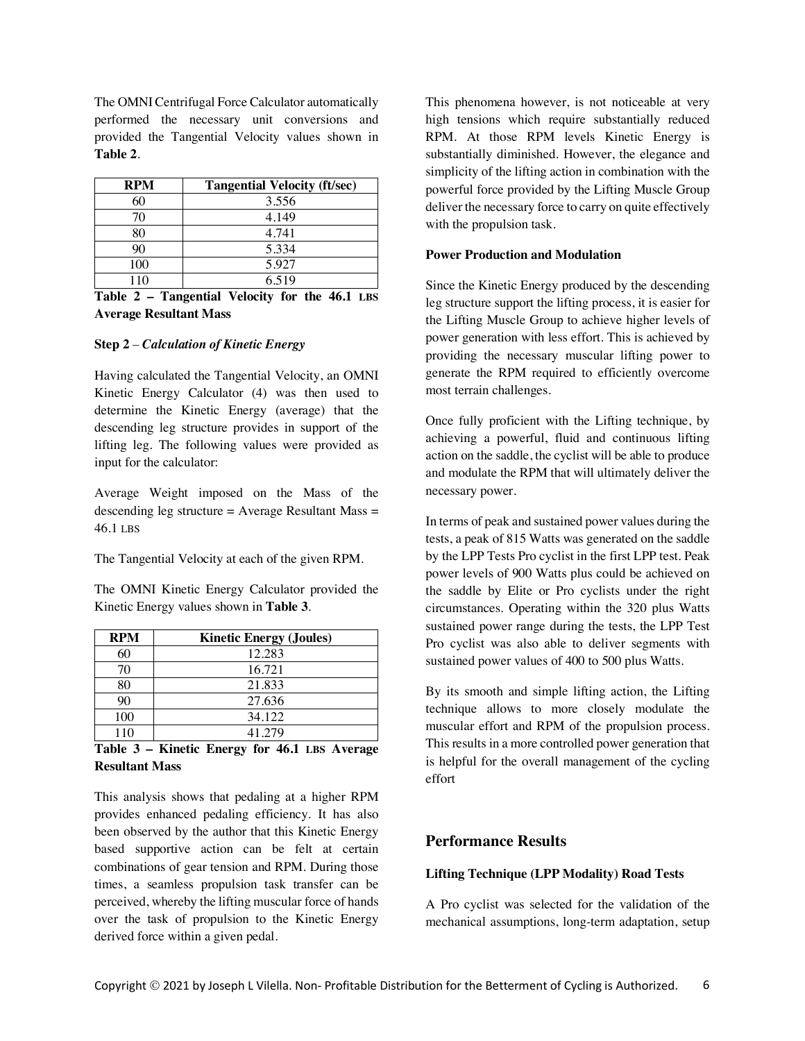The OMNI Centrifugal Force Calculator automatically performed the necessary unit conversions and provided the Tangential Velocity values shown in **Table 2**.

| RPM | Tangential Velocity (ft/sec) |
| --- | --- |
| 60 | 3.556 |
| 70 | 4.149 |
| 80 | 4.741 |
| 90 | 5.334 |
| 100 | 5.927 |
| 110 | 6.519 |

**Table 2 – Tangential Velocity for the 46.1 LBS Average Resultant Mass**

**Step 2** – ***Calculation of Kinetic Energy***

Having calculated the Tangential Velocity, an OMNI Kinetic Energy Calculator (4) was then used to determine the Kinetic Energy (average) that the descending leg structure provides in support of the lifting leg. The following values were provided as input for the calculator:

Average Weight imposed on the Mass of the descending leg structure = Average Resultant Mass = 46.1 LBS

The Tangential Velocity at each of the given RPM.

The OMNI Kinetic Energy Calculator provided the Kinetic Energy values shown in **Table 3**.

| RPM | Kinetic Energy (Joules) |
| --- | --- |
| 60 | 12.283 |
| 70 | 16.721 |
| 80 | 21.833 |
| 90 | 27.636 |
| 100 | 34.122 |
| 110 | 41.279 |

**Table 3 – Kinetic Energy for 46.1 LBS Average Resultant Mass**

This analysis shows that pedaling at a higher RPM provides enhanced pedaling efficiency. It has also been observed by the author that this Kinetic Energy based supportive action can be felt at certain combinations of gear tension and RPM. During those times, a seamless propulsion task transfer can be perceived, whereby the lifting muscular force of hands over the task of propulsion to the Kinetic Energy derived force within a given pedal.

This phenomena however, is not noticeable at very high tensions which require substantially reduced RPM. At those RPM levels Kinetic Energy is substantially diminished. However, the elegance and simplicity of the lifting action in combination with the powerful force provided by the Lifting Muscle Group deliver the necessary force to carry on quite effectively with the propulsion task.

**Power Production and Modulation**

Since the Kinetic Energy produced by the descending leg structure support the lifting process, it is easier for the Lifting Muscle Group to achieve higher levels of power generation with less effort. This is achieved by providing the necessary muscular lifting power to generate the RPM required to efficiently overcome most terrain challenges.

Once fully proficient with the Lifting technique, by achieving a powerful, fluid and continuous lifting action on the saddle, the cyclist will be able to produce and modulate the RPM that will ultimately deliver the necessary power.

In terms of peak and sustained power values during the tests, a peak of 815 Watts was generated on the saddle by the LPP Tests Pro cyclist in the first LPP test. Peak power levels of 900 Watts plus could be achieved on the saddle by Elite or Pro cyclists under the right circumstances. Operating within the 320 plus Watts sustained power range during the tests, the LPP Test Pro cyclist was also able to deliver segments with sustained power values of 400 to 500 plus Watts.

By its smooth and simple lifting action, the Lifting technique allows to more closely modulate the muscular effort and RPM of the propulsion process. This results in a more controlled power generation that is helpful for the overall management of the cycling effort

## Performance Results

**Lifting Technique (LPP Modality) Road Tests**

A Pro cyclist was selected for the validation of the mechanical assumptions, long-term adaptation, setup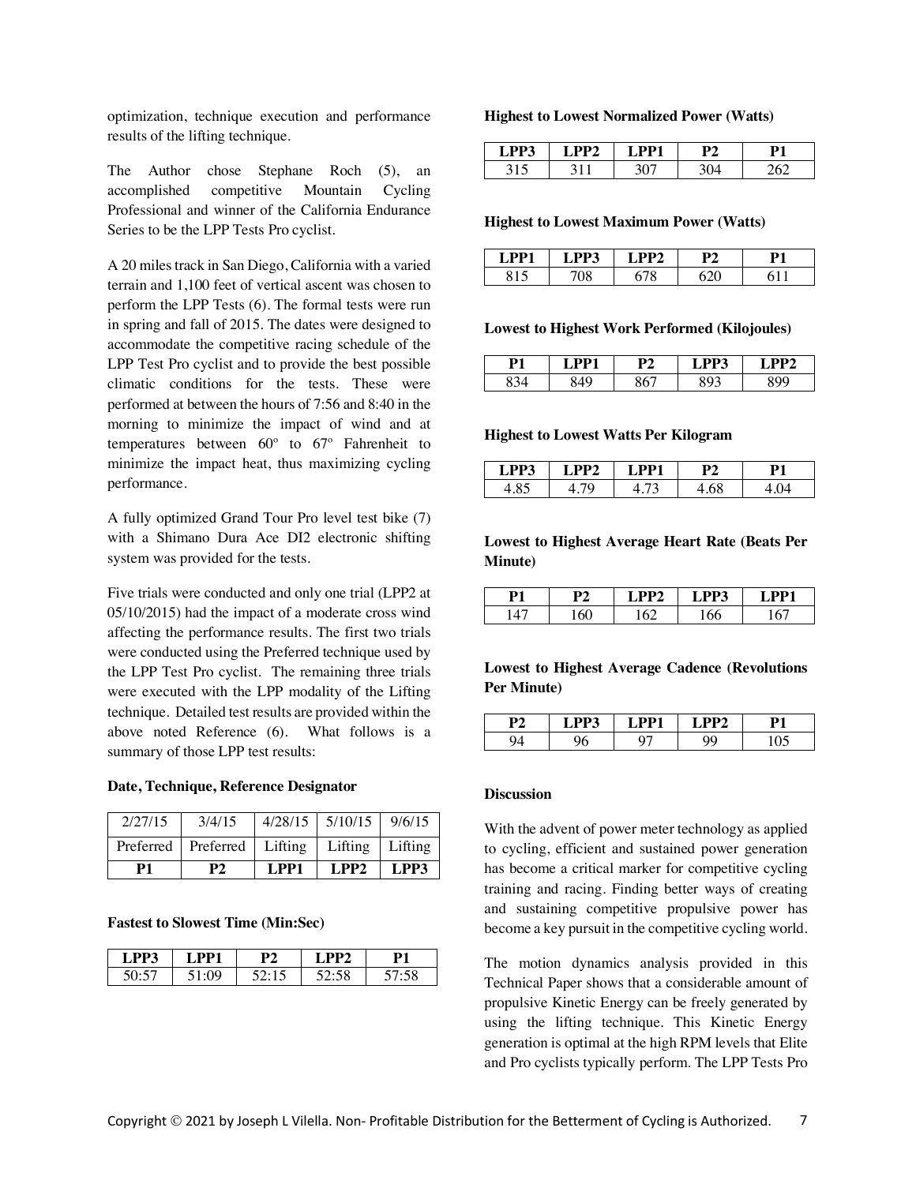optimization, technique execution and performance results of the lifting technique.

The Author chose Stephane Roch (5), an accomplished competitive Mountain Cycling Professional and winner of the California Endurance Series to be the LPP Tests Pro cyclist.

A 20 miles track in San Diego, California with a varied terrain and 1,100 feet of vertical ascent was chosen to perform the LPP Tests (6). The formal tests were run in spring and fall of 2015. The dates were designed to accommodate the competitive racing schedule of the LPP Test Pro cyclist and to provide the best possible climatic conditions for the tests. These were performed at between the hours of 7:56 and 8:40 in the morning to minimize the impact of wind and at temperatures between 60° to 67° Fahrenheit to minimize the impact heat, thus maximizing cycling performance.

A fully optimized Grand Tour Pro level test bike (7) with a Shimano Dura Ace DI2 electronic shifting system was provided for the tests.

Five trials were conducted and only one trial (LPP2 at 05/10/2015) had the impact of a moderate cross wind affecting the performance results. The first two trials were conducted using the Preferred technique used by the LPP Test Pro cyclist. The remaining three trials were executed with the LPP modality of the Lifting technique. Detailed test results are provided within the above noted Reference (6). What follows is a summary of those LPP test results:

**Date, Technique, Reference Designator**

| 2/27/15 | 3/4/15 | 4/28/15 | 5/10/15 | 9/6/15 |
|---|---|---|---|---|
| Preferred | Preferred | Lifting | Lifting | Lifting |
| **P1** | **P2** | **LPP1** | **LPP2** | **LPP3** |

**Fastest to Slowest Time (Min:Sec)**

| LPP3 | LPP1 | P2 | LPP2 | P1 |
|---|---|---|---|---|
| 50:57 | 51:09 | 52:15 | 52:58 | 57:58 |

**Highest to Lowest Normalized Power (Watts)**

| LPP3 | LPP2 | LPP1 | P2 | P1 |
|---|---|---|---|---|
| 315 | 311 | 307 | 304 | 262 |

**Highest to Lowest Maximum Power (Watts)**

| LPP1 | LPP3 | LPP2 | P2 | P1 |
|---|---|---|---|---|
| 815 | 708 | 678 | 620 | 611 |

**Lowest to Highest Work Performed (Kilojoules)**

| P1 | LPP1 | P2 | LPP3 | LPP2 |
|---|---|---|---|---|
| 834 | 849 | 867 | 893 | 899 |

**Highest to Lowest Watts Per Kilogram**

| LPP3 | LPP2 | LPP1 | P2 | P1 |
|---|---|---|---|---|
| 4.85 | 4.79 | 4.73 | 4.68 | 4.04 |

**Lowest to Highest Average Heart Rate (Beats Per Minute)**

| P1 | P2 | LPP2 | LPP3 | LPP1 |
|---|---|---|---|---|
| 147 | 160 | 162 | 166 | 167 |

**Lowest to Highest Average Cadence (Revolutions Per Minute)**

| P2 | LPP3 | LPP1 | LPP2 | P1 |
|---|---|---|---|---|
| 94 | 96 | 97 | 99 | 105 |

**Discussion**

With the advent of power meter technology as applied to cycling, efficient and sustained power generation has become a critical marker for competitive cycling training and racing. Finding better ways of creating and sustaining competitive propulsive power has become a key pursuit in the competitive cycling world.

The motion dynamics analysis provided in this Technical Paper shows that a considerable amount of propulsive Kinetic Energy can be freely generated by using the lifting technique. This Kinetic Energy generation is optimal at the high RPM levels that Elite and Pro cyclists typically perform. The LPP Tests Pro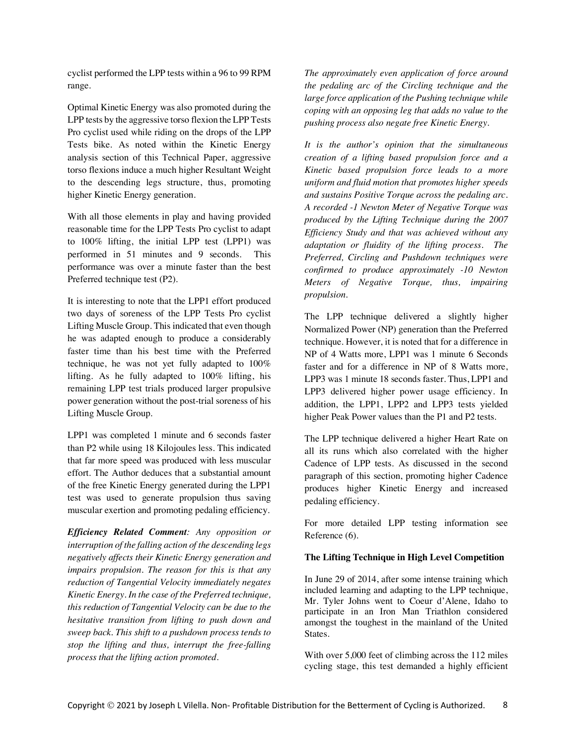cyclist performed the LPP tests within a 96 to 99 RPM range.

Optimal Kinetic Energy was also promoted during the LPP tests by the aggressive torso flexion the LPP Tests Pro cyclist used while riding on the drops of the LPP Tests bike. As noted within the Kinetic Energy analysis section of this Technical Paper, aggressive torso flexions induce a much higher Resultant Weight to the descending legs structure, thus, promoting higher Kinetic Energy generation.

With all those elements in play and having provided reasonable time for the LPP Tests Pro cyclist to adapt to 100% lifting, the initial LPP test (LPP1) was performed in 51 minutes and 9 seconds. This performance was over a minute faster than the best Preferred technique test (P2).

It is interesting to note that the LPP1 effort produced two days of soreness of the LPP Tests Pro cyclist Lifting Muscle Group. This indicated that even though he was adapted enough to produce a considerably faster time than his best time with the Preferred technique, he was not yet fully adapted to 100% lifting. As he fully adapted to 100% lifting, his remaining LPP test trials produced larger propulsive power generation without the post-trial soreness of his Lifting Muscle Group.

LPP1 was completed 1 minute and 6 seconds faster than P2 while using 18 Kilojoules less. This indicated that far more speed was produced with less muscular effort. The Author deduces that a substantial amount of the free Kinetic Energy generated during the LPP1 test was used to generate propulsion thus saving muscular exertion and promoting pedaling efficiency.

***Efficiency Related Comment****: Any opposition or interruption of the falling action of the descending legs negatively affects their Kinetic Energy generation and impairs propulsion. The reason for this is that any reduction of Tangential Velocity immediately negates Kinetic Energy. In the case of the Preferred technique, this reduction of Tangential Velocity can be due to the hesitative transition from lifting to push down and sweep back. This shift to a pushdown process tends to stop the lifting and thus, interrupt the free-falling process that the lifting action promoted.*

*The approximately even application of force around the pedaling arc of the Circling technique and the large force application of the Pushing technique while coping with an opposing leg that adds no value to the pushing process also negate free Kinetic Energy.*

*It is the author's opinion that the simultaneous creation of a lifting based propulsion force and a Kinetic based propulsion force leads to a more uniform and fluid motion that promotes higher speeds and sustains Positive Torque across the pedaling arc. A recorded -1 Newton Meter of Negative Torque was produced by the Lifting Technique during the 2007 Efficiency Study and that was achieved without any adaptation or fluidity of the lifting process. The Preferred, Circling and Pushdown techniques were confirmed to produce approximately -10 Newton Meters of Negative Torque, thus, impairing propulsion.*

The LPP technique delivered a slightly higher Normalized Power (NP) generation than the Preferred technique. However, it is noted that for a difference in NP of 4 Watts more, LPP1 was 1 minute 6 Seconds faster and for a difference in NP of 8 Watts more, LPP3 was 1 minute 18 seconds faster. Thus, LPP1 and LPP3 delivered higher power usage efficiency. In addition, the LPP1, LPP2 and LPP3 tests yielded higher Peak Power values than the P1 and P2 tests.

The LPP technique delivered a higher Heart Rate on all its runs which also correlated with the higher Cadence of LPP tests. As discussed in the second paragraph of this section, promoting higher Cadence produces higher Kinetic Energy and increased pedaling efficiency.

For more detailed LPP testing information see Reference (6).

**The Lifting Technique in High Level Competition**

In June 29 of 2014, after some intense training which included learning and adapting to the LPP technique, Mr. Tyler Johns went to Coeur d'Alene, Idaho to participate in an Iron Man Triathlon considered amongst the toughest in the mainland of the United States.

With over 5,000 feet of climbing across the 112 miles cycling stage, this test demanded a highly efficient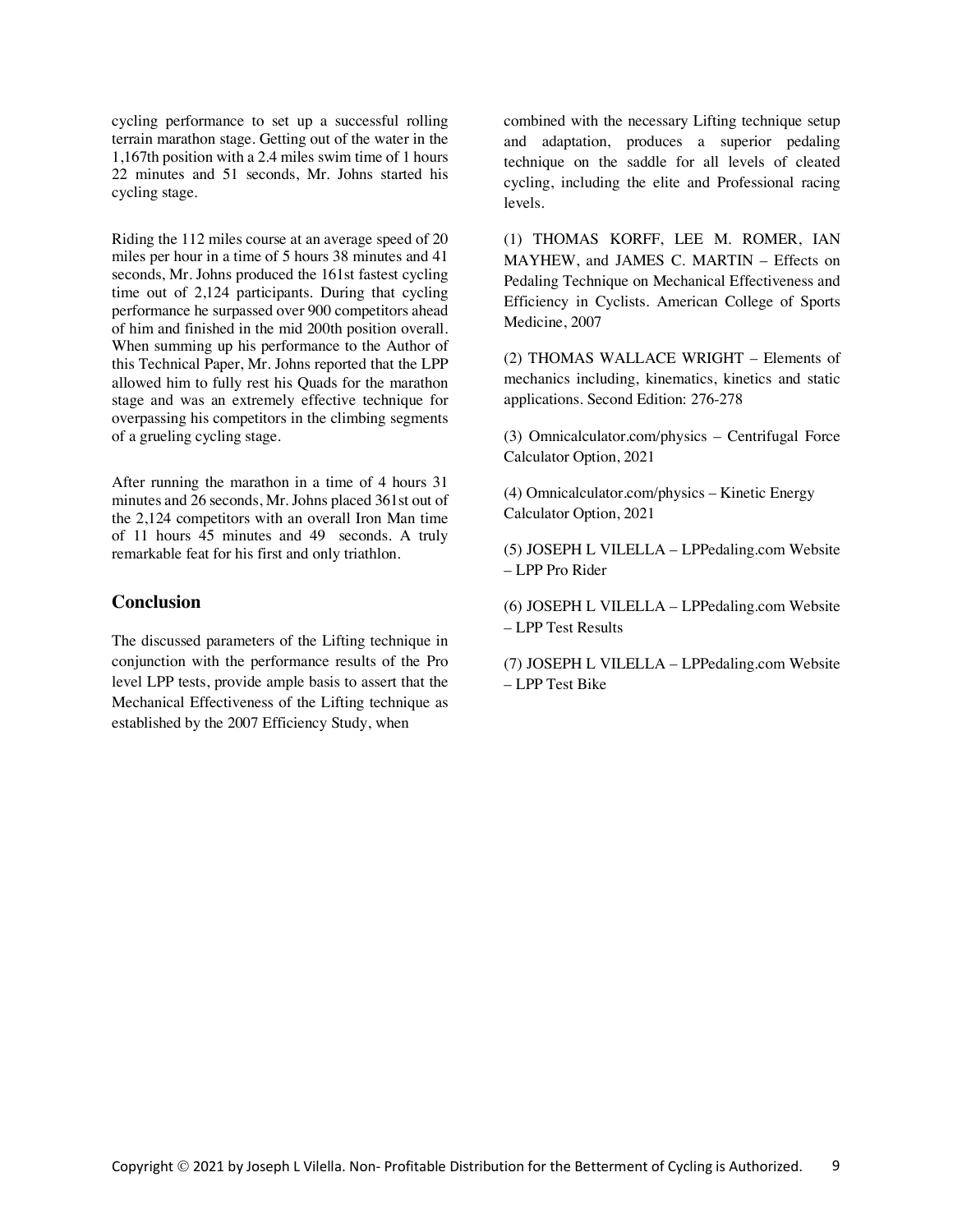cycling performance to set up a successful rolling terrain marathon stage. Getting out of the water in the 1,167th position with a 2.4 miles swim time of 1 hours 22 minutes and 51 seconds, Mr. Johns started his cycling stage.

Riding the 112 miles course at an average speed of 20 miles per hour in a time of 5 hours 38 minutes and 41 seconds, Mr. Johns produced the 161st fastest cycling time out of 2,124 participants. During that cycling performance he surpassed over 900 competitors ahead of him and finished in the mid 200th position overall. When summing up his performance to the Author of this Technical Paper, Mr. Johns reported that the LPP allowed him to fully rest his Quads for the marathon stage and was an extremely effective technique for overpassing his competitors in the climbing segments of a grueling cycling stage.

After running the marathon in a time of 4 hours 31 minutes and 26 seconds, Mr. Johns placed 361st out of the 2,124 competitors with an overall Iron Man time of 11 hours 45 minutes and 49 seconds. A truly remarkable feat for his first and only triathlon.

## Conclusion

The discussed parameters of the Lifting technique in conjunction with the performance results of the Pro level LPP tests, provide ample basis to assert that the Mechanical Effectiveness of the Lifting technique as established by the 2007 Efficiency Study, when combined with the necessary Lifting technique setup and adaptation, produces a superior pedaling technique on the saddle for all levels of cleated cycling, including the elite and Professional racing levels.

(1) THOMAS KORFF, LEE M. ROMER, IAN MAYHEW, and JAMES C. MARTIN – Effects on Pedaling Technique on Mechanical Effectiveness and Efficiency in Cyclists. American College of Sports Medicine, 2007

(2) THOMAS WALLACE WRIGHT – Elements of mechanics including, kinematics, kinetics and static applications. Second Edition: 276-278

(3) Omnicalculator.com/physics – Centrifugal Force Calculator Option, 2021

(4) Omnicalculator.com/physics – Kinetic Energy Calculator Option, 2021

(5) JOSEPH L VILELLA – LPPedaling.com Website – LPP Pro Rider

(6) JOSEPH L VILELLA – LPPedaling.com Website – LPP Test Results

(7) JOSEPH L VILELLA – LPPedaling.com Website – LPP Test Bike